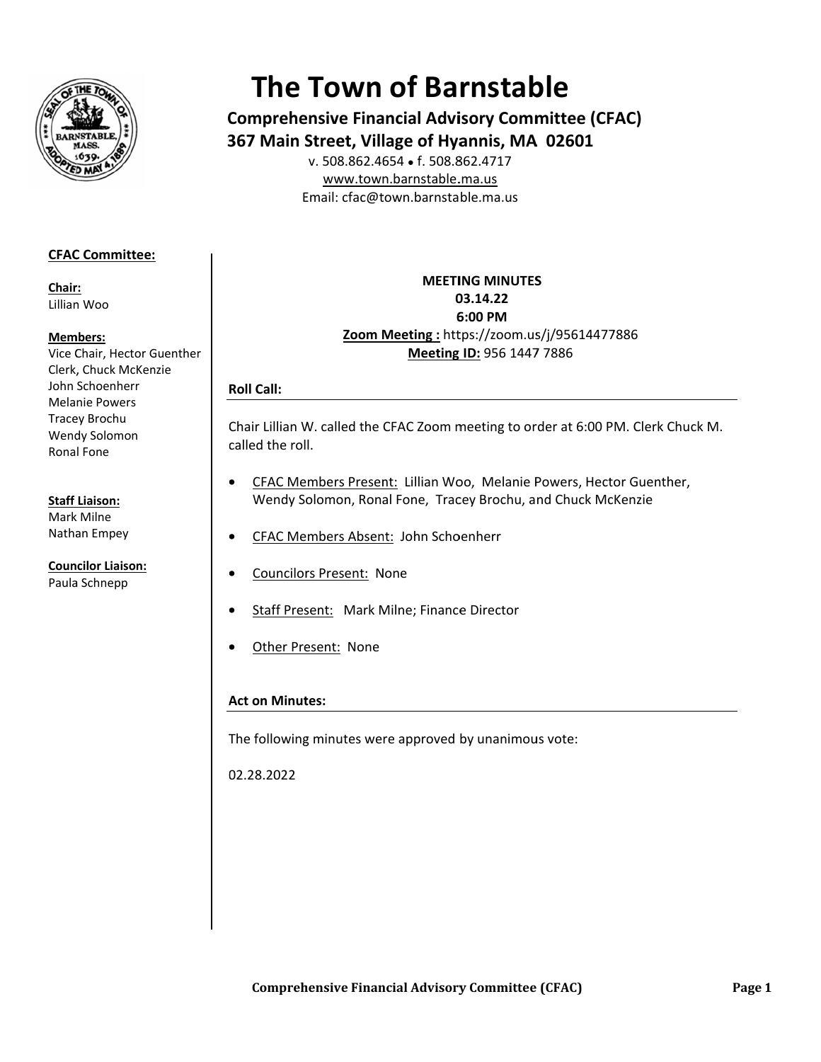# The Town of Barnstable

**Comprehensive Financial Advisory Committee (CFAC)**
**367 Main Street, Village of Hyannis, MA 02601**

v. 508.862.4654 • f. 508.862.4717
www.town.barnstable.ma.us
Email: cfac@town.barnstable.ma.us

**CFAC Committee:**

**Chair:**
Lillian Woo

**Members:**
Vice Chair, Hector Guenther
Clerk, Chuck McKenzie
John Schoenherr
Melanie Powers
Tracey Brochu
Wendy Solomon
Ronal Fone

**Staff Liaison:**
Mark Milne
Nathan Empey

**Councilor Liaison:**
Paula Schnepp

**MEETING MINUTES**
**03.14.22**
**6:00 PM**
**Zoom Meeting :** https://zoom.us/j/95614477886
**Meeting ID:** 956 1447 7886

## Roll Call:

Chair Lillian W. called the CFAC Zoom meeting to order at 6:00 PM. Clerk Chuck M. called the roll.

- CFAC Members Present: Lillian Woo, Melanie Powers, Hector Guenther, Wendy Solomon, Ronal Fone, Tracey Brochu, and Chuck McKenzie
- CFAC Members Absent: John Schoenherr
- Councilors Present: None
- Staff Present: Mark Milne; Finance Director
- Other Present: None

## Act on Minutes:

The following minutes were approved by unanimous vote:

02.28.2022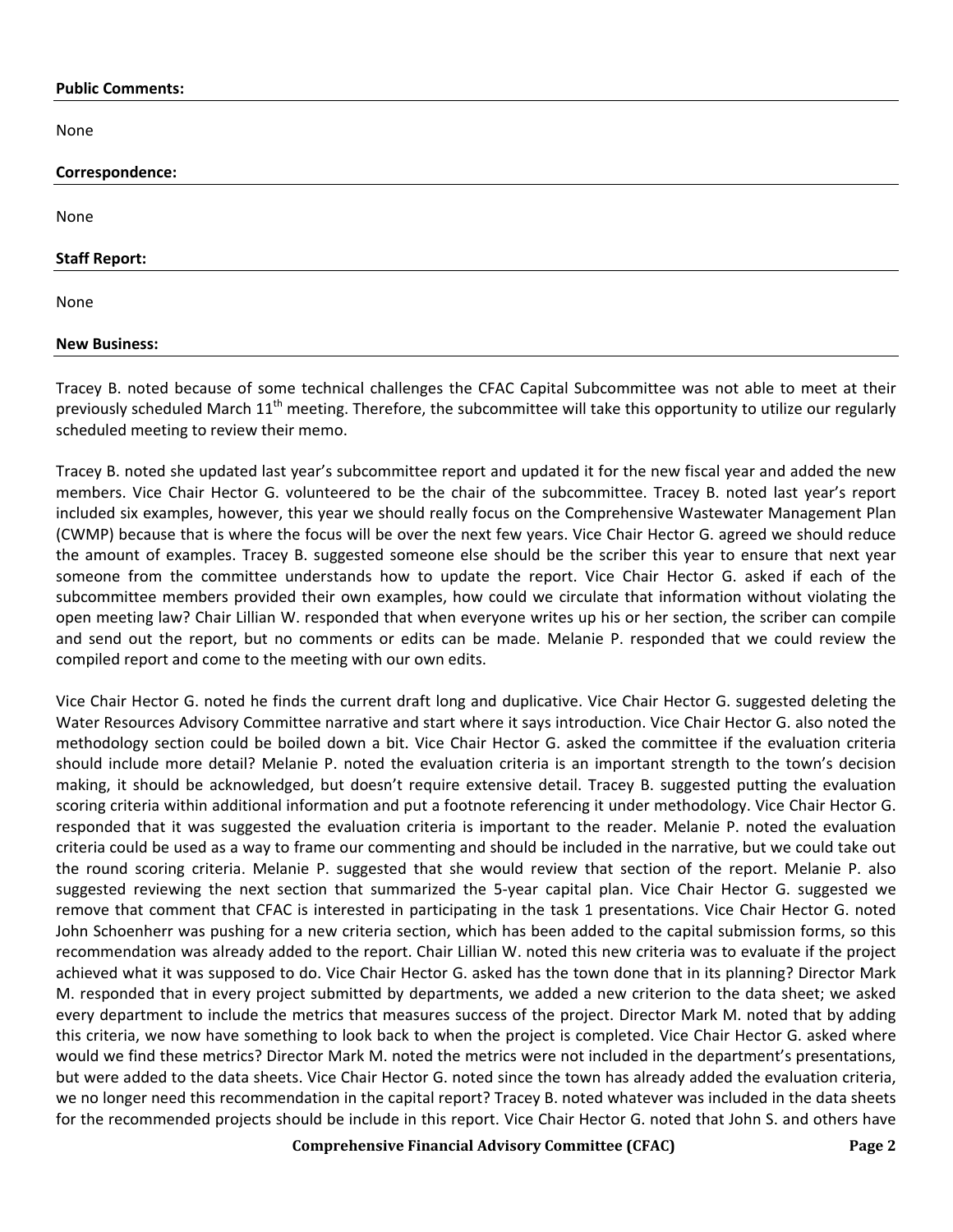**Public Comments:**

None

**Correspondence:**

None

**Staff Report:**

None

**New Business:**

Tracey B. noted because of some technical challenges the CFAC Capital Subcommittee was not able to meet at their previously scheduled March 11th meeting. Therefore, the subcommittee will take this opportunity to utilize our regularly scheduled meeting to review their memo.

Tracey B. noted she updated last year's subcommittee report and updated it for the new fiscal year and added the new members. Vice Chair Hector G. volunteered to be the chair of the subcommittee. Tracey B. noted last year's report included six examples, however, this year we should really focus on the Comprehensive Wastewater Management Plan (CWMP) because that is where the focus will be over the next few years. Vice Chair Hector G. agreed we should reduce the amount of examples. Tracey B. suggested someone else should be the scriber this year to ensure that next year someone from the committee understands how to update the report. Vice Chair Hector G. asked if each of the subcommittee members provided their own examples, how could we circulate that information without violating the open meeting law? Chair Lillian W. responded that when everyone writes up his or her section, the scriber can compile and send out the report, but no comments or edits can be made. Melanie P. responded that we could review the compiled report and come to the meeting with our own edits.

Vice Chair Hector G. noted he finds the current draft long and duplicative. Vice Chair Hector G. suggested deleting the Water Resources Advisory Committee narrative and start where it says introduction. Vice Chair Hector G. also noted the methodology section could be boiled down a bit. Vice Chair Hector G. asked the committee if the evaluation criteria should include more detail? Melanie P. noted the evaluation criteria is an important strength to the town's decision making, it should be acknowledged, but doesn't require extensive detail. Tracey B. suggested putting the evaluation scoring criteria within additional information and put a footnote referencing it under methodology. Vice Chair Hector G. responded that it was suggested the evaluation criteria is important to the reader. Melanie P. noted the evaluation criteria could be used as a way to frame our commenting and should be included in the narrative, but we could take out the round scoring criteria. Melanie P. suggested that she would review that section of the report. Melanie P. also suggested reviewing the next section that summarized the 5-year capital plan. Vice Chair Hector G. suggested we remove that comment that CFAC is interested in participating in the task 1 presentations. Vice Chair Hector G. noted John Schoenherr was pushing for a new criteria section, which has been added to the capital submission forms, so this recommendation was already added to the report. Chair Lillian W. noted this new criteria was to evaluate if the project achieved what it was supposed to do. Vice Chair Hector G. asked has the town done that in its planning? Director Mark M. responded that in every project submitted by departments, we added a new criterion to the data sheet; we asked every department to include the metrics that measures success of the project. Director Mark M. noted that by adding this criteria, we now have something to look back to when the project is completed. Vice Chair Hector G. asked where would we find these metrics? Director Mark M. noted the metrics were not included in the department's presentations, but were added to the data sheets. Vice Chair Hector G. noted since the town has already added the evaluation criteria, we no longer need this recommendation in the capital report? Tracey B. noted whatever was included in the data sheets for the recommended projects should be include in this report. Vice Chair Hector G. noted that John S. and others have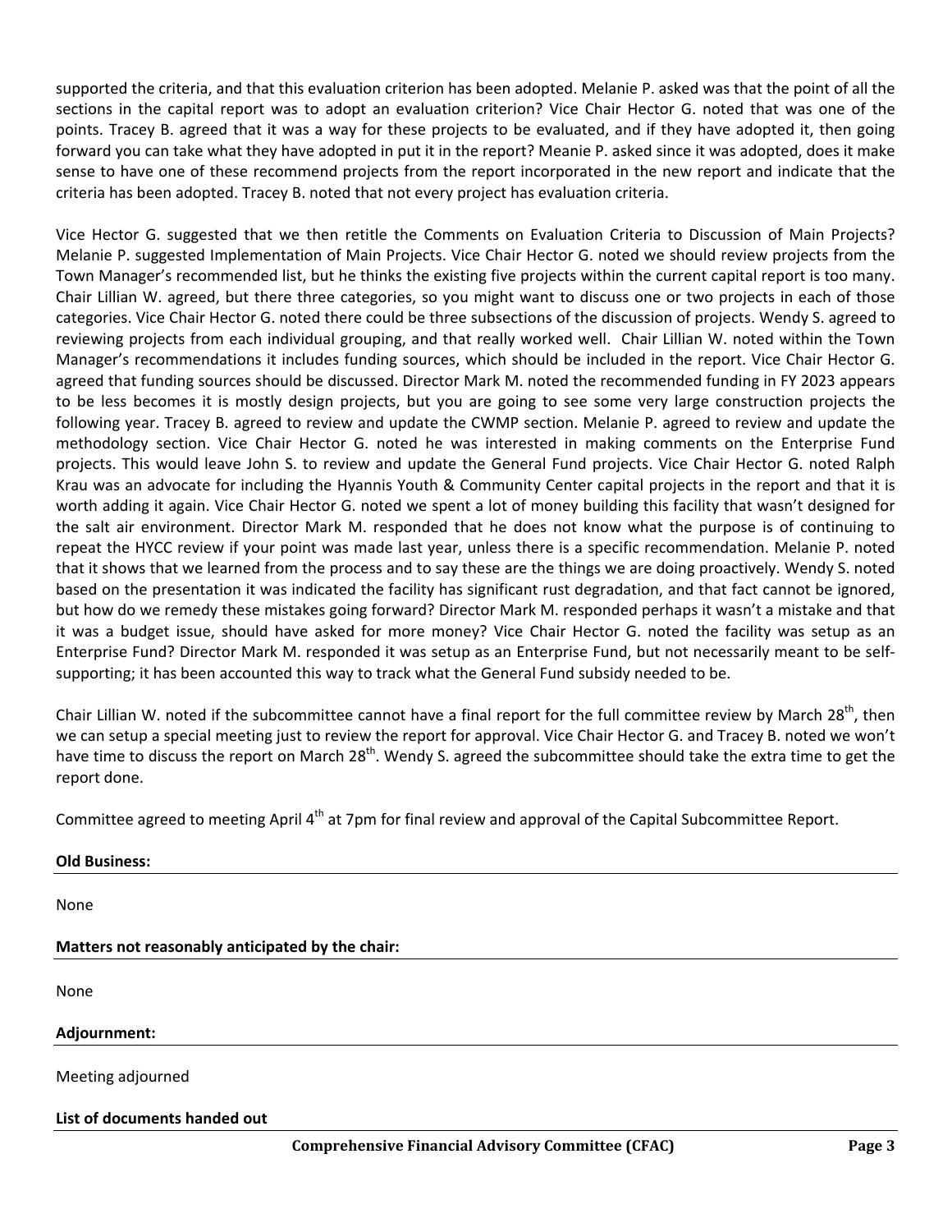supported the criteria, and that this evaluation criterion has been adopted. Melanie P. asked was that the point of all the sections in the capital report was to adopt an evaluation criterion? Vice Chair Hector G. noted that was one of the points. Tracey B. agreed that it was a way for these projects to be evaluated, and if they have adopted it, then going forward you can take what they have adopted in put it in the report? Meanie P. asked since it was adopted, does it make sense to have one of these recommend projects from the report incorporated in the new report and indicate that the criteria has been adopted. Tracey B. noted that not every project has evaluation criteria.

Vice Hector G. suggested that we then retitle the Comments on Evaluation Criteria to Discussion of Main Projects? Melanie P. suggested Implementation of Main Projects. Vice Chair Hector G. noted we should review projects from the Town Manager's recommended list, but he thinks the existing five projects within the current capital report is too many. Chair Lillian W. agreed, but there three categories, so you might want to discuss one or two projects in each of those categories. Vice Chair Hector G. noted there could be three subsections of the discussion of projects. Wendy S. agreed to reviewing projects from each individual grouping, and that really worked well. Chair Lillian W. noted within the Town Manager's recommendations it includes funding sources, which should be included in the report. Vice Chair Hector G. agreed that funding sources should be discussed. Director Mark M. noted the recommended funding in FY 2023 appears to be less becomes it is mostly design projects, but you are going to see some very large construction projects the following year. Tracey B. agreed to review and update the CWMP section. Melanie P. agreed to review and update the methodology section. Vice Chair Hector G. noted he was interested in making comments on the Enterprise Fund projects. This would leave John S. to review and update the General Fund projects. Vice Chair Hector G. noted Ralph Krau was an advocate for including the Hyannis Youth & Community Center capital projects in the report and that it is worth adding it again. Vice Chair Hector G. noted we spent a lot of money building this facility that wasn't designed for the salt air environment. Director Mark M. responded that he does not know what the purpose is of continuing to repeat the HYCC review if your point was made last year, unless there is a specific recommendation. Melanie P. noted that it shows that we learned from the process and to say these are the things we are doing proactively. Wendy S. noted based on the presentation it was indicated the facility has significant rust degradation, and that fact cannot be ignored, but how do we remedy these mistakes going forward? Director Mark M. responded perhaps it wasn't a mistake and that it was a budget issue, should have asked for more money? Vice Chair Hector G. noted the facility was setup as an Enterprise Fund? Director Mark M. responded it was setup as an Enterprise Fund, but not necessarily meant to be self-supporting; it has been accounted this way to track what the General Fund subsidy needed to be.

Chair Lillian W. noted if the subcommittee cannot have a final report for the full committee review by March 28th, then we can setup a special meeting just to review the report for approval. Vice Chair Hector G. and Tracey B. noted we won't have time to discuss the report on March 28th. Wendy S. agreed the subcommittee should take the extra time to get the report done.

Committee agreed to meeting April 4th at 7pm for final review and approval of the Capital Subcommittee Report.

**Old Business:**

None

**Matters not reasonably anticipated by the chair:**

None

**Adjournment:**

Meeting adjourned

**List of documents handed out**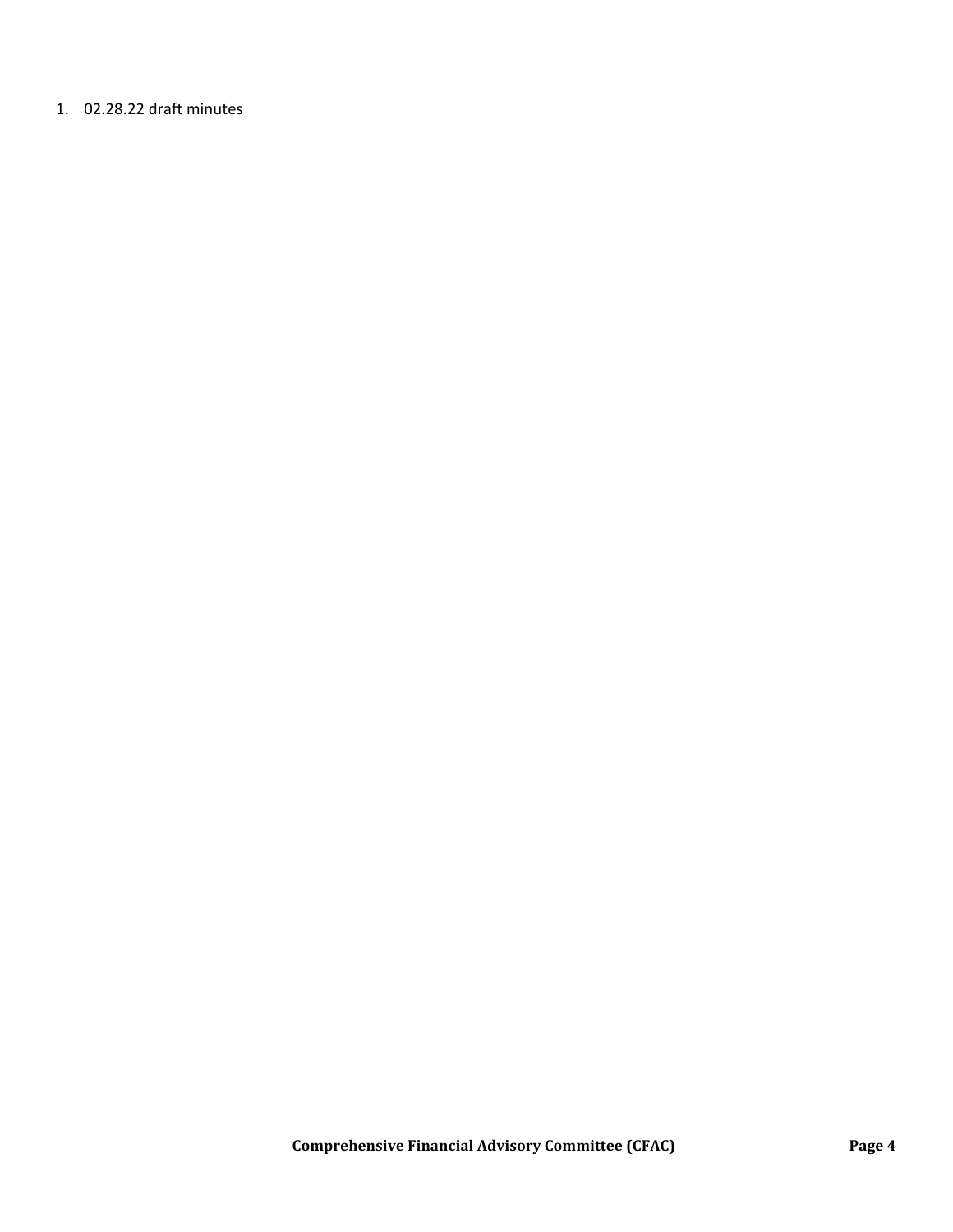1. 02.28.22 draft minutes